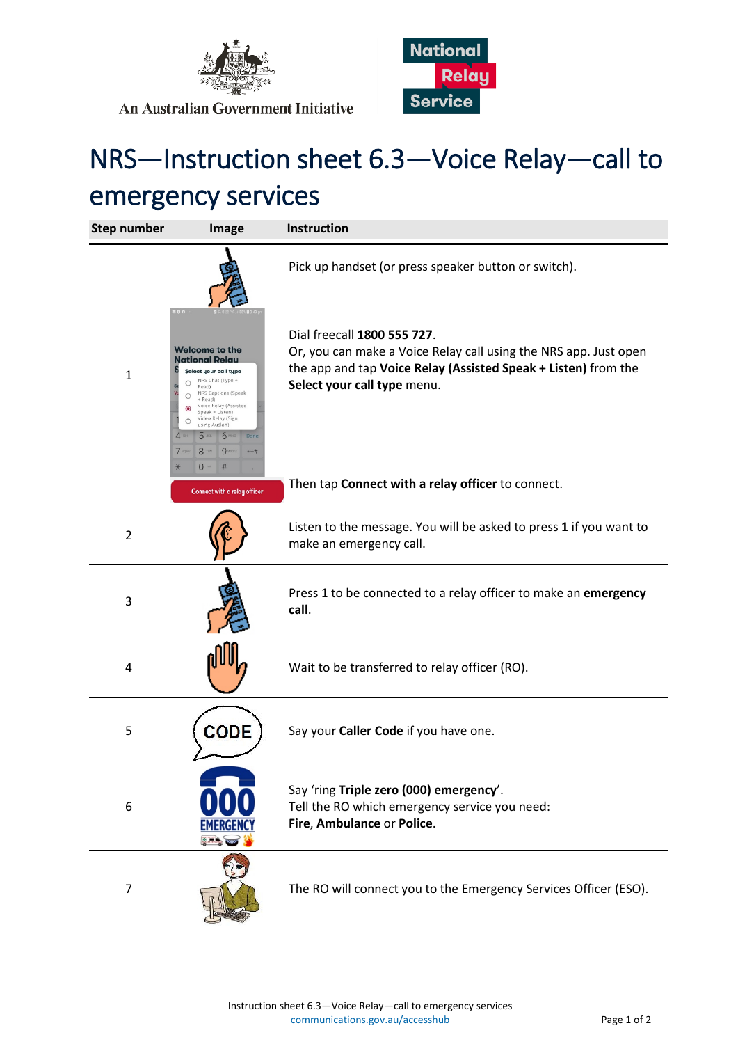An Australian Government Initiative

National Relay Service

# NRS—Instruction sheet 6.3—Voice Relay—call to emergency services

| Step number | Image | Instruction |
|---|---|---|
| 1 | | Pick up handset (or press speaker button or switch).<br><br>Dial freecall **1800 555 727**.<br>Or, you can make a Voice Relay call using the NRS app. Just open the app and tap **Voice Relay (Assisted Speak + Listen)** from the **Select your call type** menu.<br><br>Then tap **Connect with a relay officer** to connect. |
| 2 | | Listen to the message. You will be asked to press **1** if you want to make an emergency call. |
| 3 | | Press 1 to be connected to a relay officer to make an **emergency call**. |
| 4 | | Wait to be transferred to relay officer (RO). |
| 5 | | Say your **Caller Code** if you have one. |
| 6 | | Say 'ring **Triple zero (000) emergency**'.<br>Tell the RO which emergency service you need:<br>**Fire**, **Ambulance** or **Police**. |
| 7 | | The RO will connect you to the Emergency Services Officer (ESO). |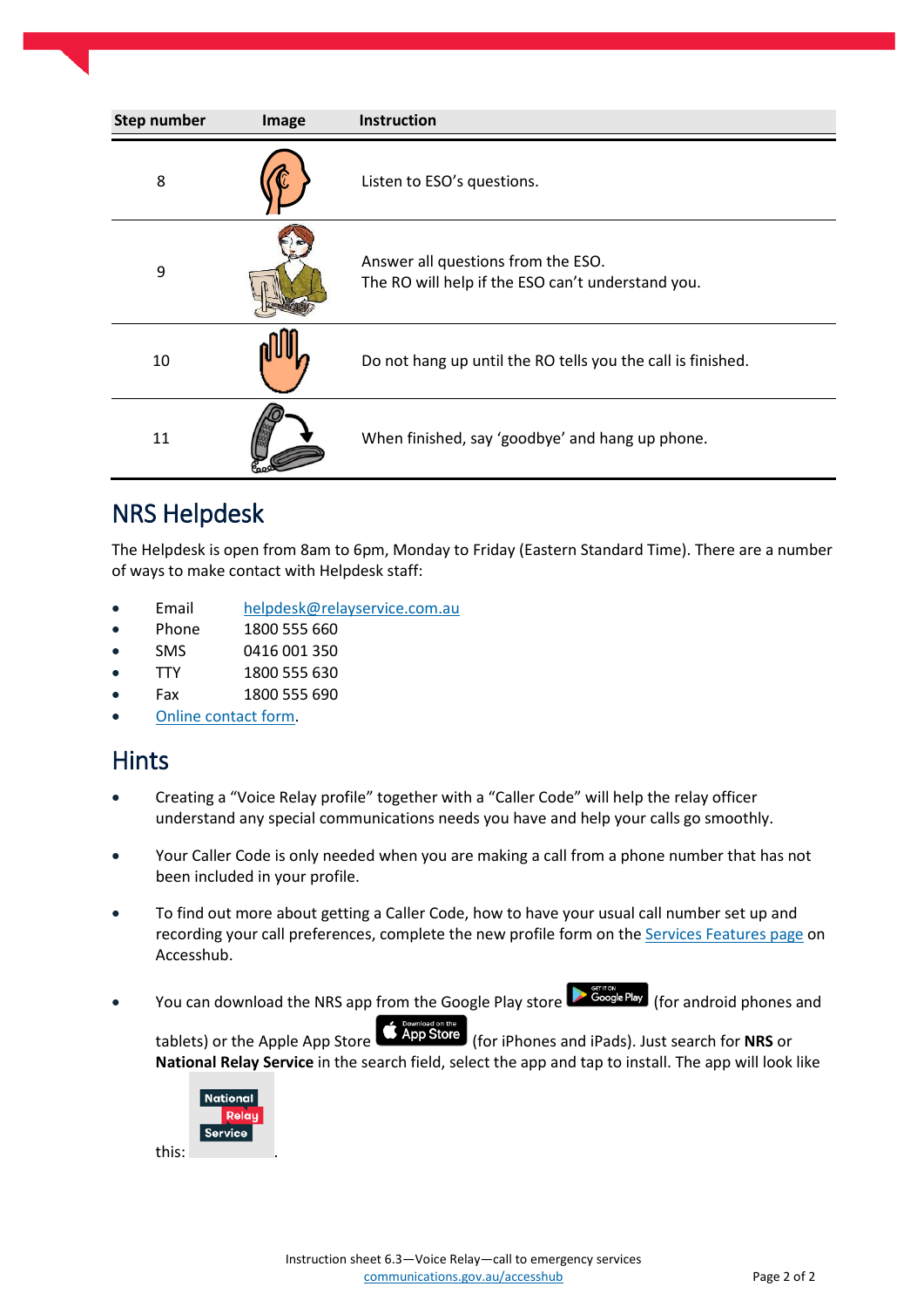| Step number | Image | Instruction |
|---|---|---|
| 8 | | Listen to ESO's questions. |
| 9 | | Answer all questions from the ESO.<br>The RO will help if the ESO can't understand you. |
| 10 | | Do not hang up until the RO tells you the call is finished. |
| 11 | | When finished, say 'goodbye' and hang up phone. |

## NRS Helpdesk

The Helpdesk is open from 8am to 6pm, Monday to Friday (Eastern Standard Time). There are a number of ways to make contact with Helpdesk staff:

- Email helpdesk@relayservice.com.au
- Phone 1800 555 660
- SMS 0416 001 350
- TTY 1800 555 630
- Fax 1800 555 690
- Online contact form.

## Hints

- Creating a "Voice Relay profile" together with a "Caller Code" will help the relay officer understand any special communications needs you have and help your calls go smoothly.
- Your Caller Code is only needed when you are making a call from a phone number that has not been included in your profile.
- To find out more about getting a Caller Code, how to have your usual call number set up and recording your call preferences, complete the new profile form on the Services Features page on Accesshub.
- You can download the NRS app from the Google Play store (for android phones and tablets) or the Apple App Store (for iPhones and iPads). Just search for **NRS** or **National Relay Service** in the search field, select the app and tap to install. The app will look like this: .

Instruction sheet 6.3—Voice Relay—call to emergency services
communications.gov.au/accesshub